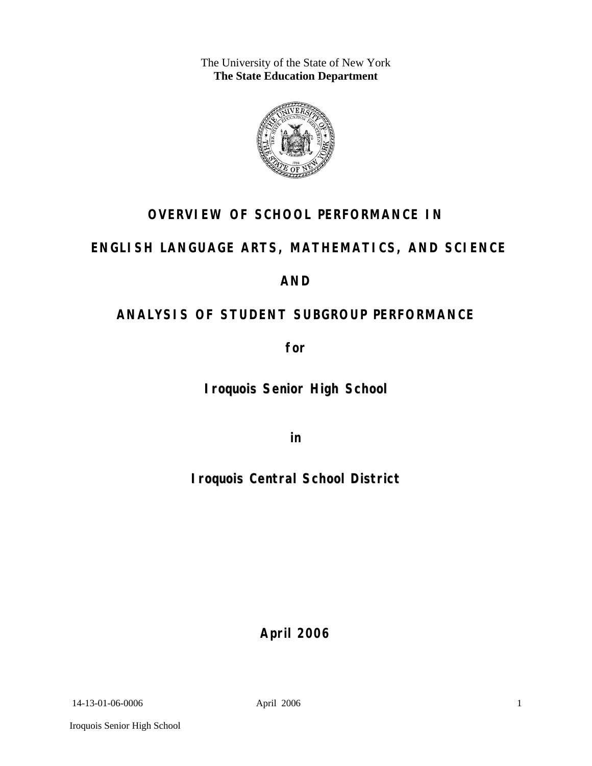The University of the State of New York
**The State Education Department**

# OVERVIEW OF SCHOOL PERFORMANCE IN

# ENGLISH LANGUAGE ARTS, MATHEMATICS, AND SCIENCE

# AND

# ANALYSIS OF STUDENT SUBGROUP PERFORMANCE

**for**

## Iroquois Senior High School

**in**

## Iroquois Central School District

**April 2006**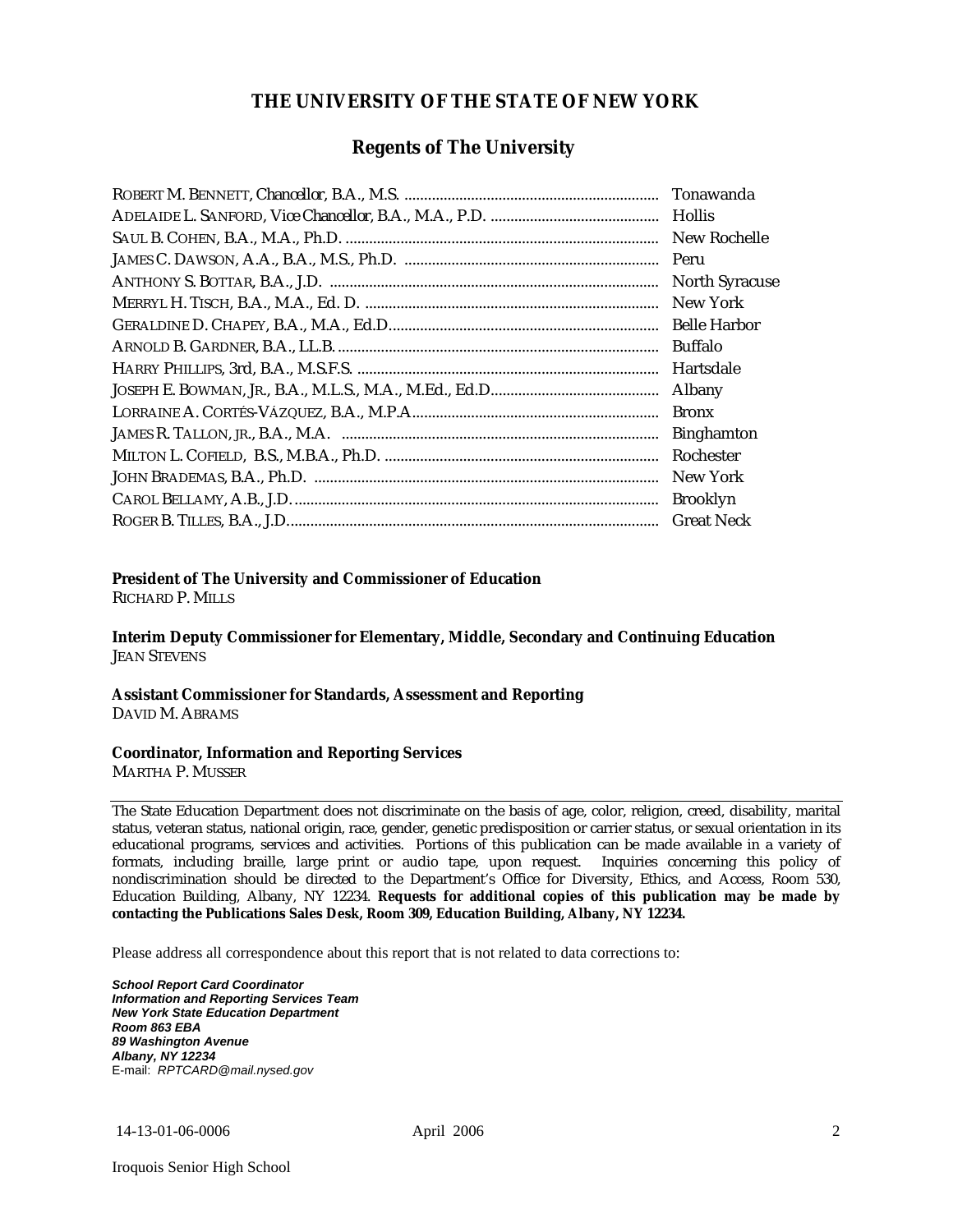# THE UNIVERSITY OF THE STATE OF NEW YORK

## Regents of The University

| | |
|---|---|
| ROBERT M. BENNETT, Chancellor, B.A., M.S. | Tonawanda |
| ADELAIDE L. SANFORD, Vice Chancellor, B.A., M.A., P.D. | Hollis |
| SAUL B. COHEN, B.A., M.A., Ph.D. | New Rochelle |
| JAMES C. DAWSON, A.A., B.A., M.S., Ph.D. | Peru |
| ANTHONY S. BOTTAR, B.A., J.D. | North Syracuse |
| MERRYL H. TISCH, B.A., M.A., Ed. D. | New York |
| GERALDINE D. CHAPEY, B.A., M.A., Ed.D. | Belle Harbor |
| ARNOLD B. GARDNER, B.A., LL.B. | Buffalo |
| HARRY PHILLIPS, 3rd, B.A., M.S.F.S. | Hartsdale |
| JOSEPH E. BOWMAN, JR., B.A., M.L.S., M.A., M.Ed., Ed.D. | Albany |
| LORRAINE A. CORTÉS-VÁZQUEZ, B.A., M.P.A. | Bronx |
| JAMES R. TALLON, JR., B.A., M.A. | Binghamton |
| MILTON L. COFIELD, B.S., M.B.A., Ph.D. | Rochester |
| JOHN BRADEMAS, B.A., Ph.D. | New York |
| CAROL BELLAMY, A.B., J.D. | Brooklyn |
| ROGER B. TILLES, B.A., J.D. | Great Neck |

**President of The University and Commissioner of Education**
RICHARD P. MILLS

**Interim Deputy Commissioner for Elementary, Middle, Secondary and Continuing Education**
JEAN STEVENS

**Assistant Commissioner for Standards, Assessment and Reporting**
DAVID M. ABRAMS

**Coordinator, Information and Reporting Services**
MARTHA P. MUSSER

---

The State Education Department does not discriminate on the basis of age, color, religion, creed, disability, marital status, veteran status, national origin, race, gender, genetic predisposition or carrier status, or sexual orientation in its educational programs, services and activities. Portions of this publication can be made available in a variety of formats, including braille, large print or audio tape, upon request. Inquiries concerning this policy of nondiscrimination should be directed to the Department's Office for Diversity, Ethics, and Access, Room 530, Education Building, Albany, NY 12234. **Requests for additional copies of this publication may be made by contacting the Publications Sales Desk, Room 309, Education Building, Albany, NY 12234.**

Please address all correspondence about this report that is not related to data corrections to:

***School Report Card Coordinator***
***Information and Reporting Services Team***
***New York State Education Department***
***Room 863 EBA***
***89 Washington Avenue***
***Albany, NY 12234***
E-mail: *RPTCARD@mail.nysed.gov*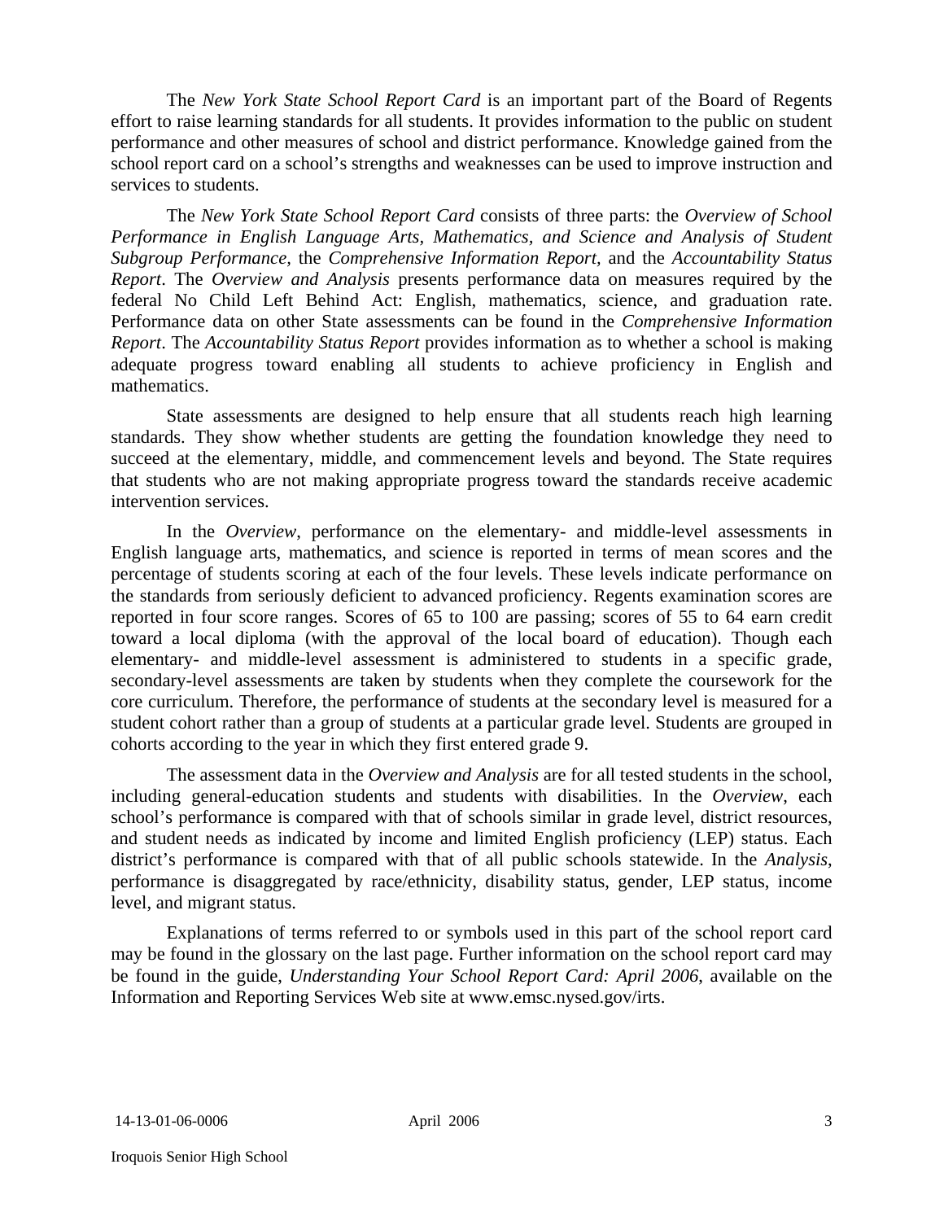The *New York State School Report Card* is an important part of the Board of Regents effort to raise learning standards for all students. It provides information to the public on student performance and other measures of school and district performance. Knowledge gained from the school report card on a school's strengths and weaknesses can be used to improve instruction and services to students.

The *New York State School Report Card* consists of three parts: the *Overview of School Performance in English Language Arts, Mathematics, and Science and Analysis of Student Subgroup Performance,* the *Comprehensive Information Report,* and the *Accountability Status Report*. The *Overview and Analysis* presents performance data on measures required by the federal No Child Left Behind Act: English, mathematics, science, and graduation rate. Performance data on other State assessments can be found in the *Comprehensive Information Report*. The *Accountability Status Report* provides information as to whether a school is making adequate progress toward enabling all students to achieve proficiency in English and mathematics.

State assessments are designed to help ensure that all students reach high learning standards. They show whether students are getting the foundation knowledge they need to succeed at the elementary, middle, and commencement levels and beyond. The State requires that students who are not making appropriate progress toward the standards receive academic intervention services.

In the *Overview*, performance on the elementary- and middle-level assessments in English language arts, mathematics, and science is reported in terms of mean scores and the percentage of students scoring at each of the four levels. These levels indicate performance on the standards from seriously deficient to advanced proficiency. Regents examination scores are reported in four score ranges. Scores of 65 to 100 are passing; scores of 55 to 64 earn credit toward a local diploma (with the approval of the local board of education). Though each elementary- and middle-level assessment is administered to students in a specific grade, secondary-level assessments are taken by students when they complete the coursework for the core curriculum. Therefore, the performance of students at the secondary level is measured for a student cohort rather than a group of students at a particular grade level. Students are grouped in cohorts according to the year in which they first entered grade 9.

The assessment data in the *Overview and Analysis* are for all tested students in the school, including general-education students and students with disabilities. In the *Overview*, each school's performance is compared with that of schools similar in grade level, district resources, and student needs as indicated by income and limited English proficiency (LEP) status. Each district's performance is compared with that of all public schools statewide. In the *Analysis*, performance is disaggregated by race/ethnicity, disability status, gender, LEP status, income level, and migrant status.

Explanations of terms referred to or symbols used in this part of the school report card may be found in the glossary on the last page. Further information on the school report card may be found in the guide, *Understanding Your School Report Card: April 2006*, available on the Information and Reporting Services Web site at www.emsc.nysed.gov/irts.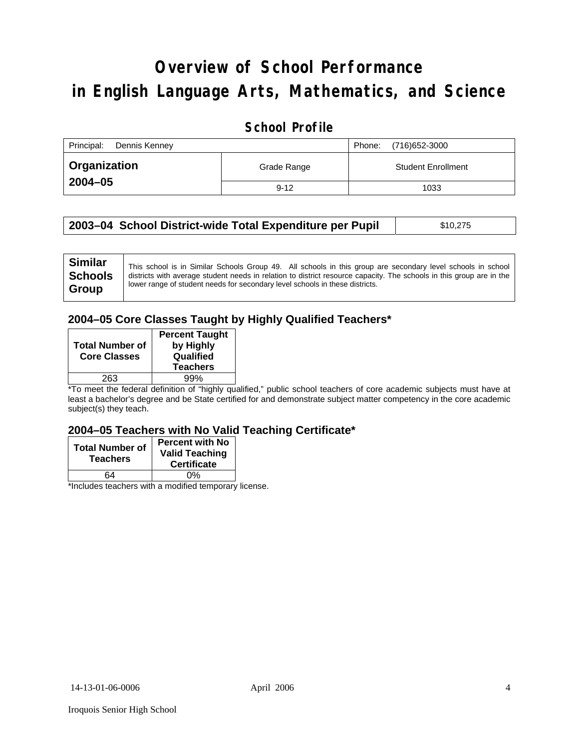# Overview of School Performance in English Language Arts, Mathematics, and Science

## School Profile

| Principal: Dennis Kenney | | Phone: (716)652-3000 |
|---|---|---|
| **Organization 2004–05** | Grade Range | Student Enrollment |
| | 9-12 | 1033 |

| **2003–04 School District-wide Total Expenditure per Pupil** | $10,275 |
|---|---|

| **Similar Schools Group** | This school is in Similar Schools Group 49. All schools in this group are secondary level schools in school districts with average student needs in relation to district resource capacity. The schools in this group are in the lower range of student needs for secondary level schools in these districts. |
|---|---|

### 2004–05 Core Classes Taught by Highly Qualified Teachers*

| Total Number of Core Classes | Percent Taught by Highly Qualified Teachers |
|---|---|
| 263 | 99% |

*To meet the federal definition of "highly qualified," public school teachers of core academic subjects must have at least a bachelor's degree and be State certified for and demonstrate subject matter competency in the core academic subject(s) they teach.

### 2004–05 Teachers with No Valid Teaching Certificate*

| Total Number of Teachers | Percent with No Valid Teaching Certificate |
|---|---|
| 64 | 0% |

*Includes teachers with a modified temporary license.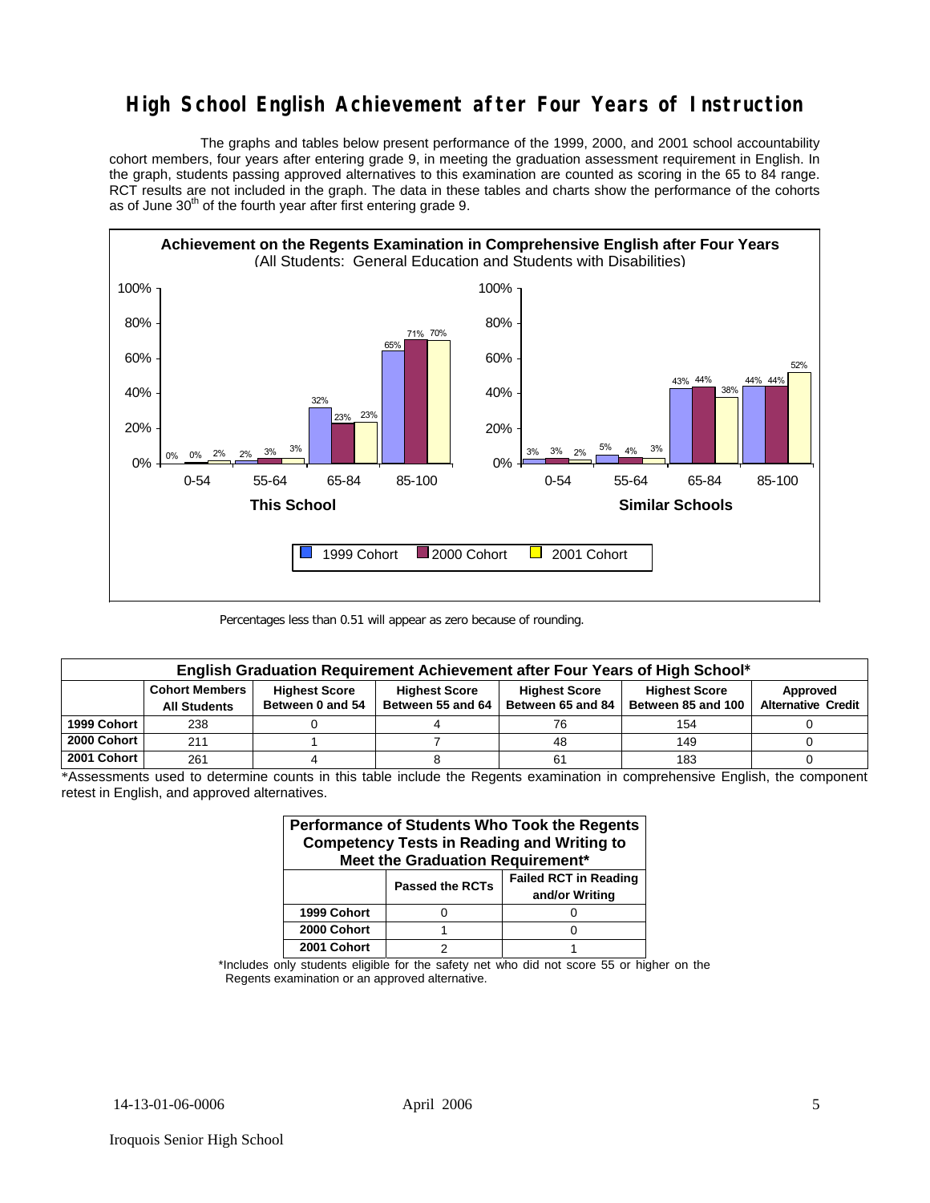# High School English Achievement after Four Years of Instruction

The graphs and tables below present performance of the 1999, 2000, and 2001 school accountability cohort members, four years after entering grade 9, in meeting the graduation assessment requirement in English. In the graph, students passing approved alternatives to this examination are counted as scoring in the 65 to 84 range. RCT results are not included in the graph. The data in these tables and charts show the performance of the cohorts as of June 30th of the fourth year after first entering grade 9.

**Achievement on the Regents Examination in Comprehensive English after Four Years**
(All Students: General Education and Students with Disabilities)

**This School**

| Score Range | 1999 Cohort | 2000 Cohort | 2001 Cohort |
|---|---|---|---|
| 0-54 | 0% | 0% | 2% |
| 55-64 | 2% | 3% | 3% |
| 65-84 | 32% | 23% | 23% |
| 85-100 | 65% | 71% | 70% |

**Similar Schools**

| Score Range | 1999 Cohort | 2000 Cohort | 2001 Cohort |
|---|---|---|---|
| 0-54 | 3% | 3% | 2% |
| 55-64 | 5% | 4% | 3% |
| 65-84 | 43% | 44% | 38% |
| 85-100 | 44% | 44% | 52% |

Percentages less than 0.51 will appear as zero because of rounding.

**English Graduation Requirement Achievement after Four Years of High School***

| | Cohort Members All Students | Highest Score Between 0 and 54 | Highest Score Between 55 and 64 | Highest Score Between 65 and 84 | Highest Score Between 85 and 100 | Approved Alternative Credit |
|---|---|---|---|---|---|---|
| 1999 Cohort | 238 | 0 | 4 | 76 | 154 | 0 |
| 2000 Cohort | 211 | 1 | 7 | 48 | 149 | 0 |
| 2001 Cohort | 261 | 4 | 8 | 61 | 183 | 0 |

*Assessments used to determine counts in this table include the Regents examination in comprehensive English, the component retest in English, and approved alternatives.

**Performance of Students Who Took the Regents Competency Tests in Reading and Writing to Meet the Graduation Requirement***

| | Passed the RCTs | Failed RCT in Reading and/or Writing |
|---|---|---|
| 1999 Cohort | 0 | 0 |
| 2000 Cohort | 1 | 0 |
| 2001 Cohort | 2 | 1 |

*Includes only students eligible for the safety net who did not score 55 or higher on the Regents examination or an approved alternative.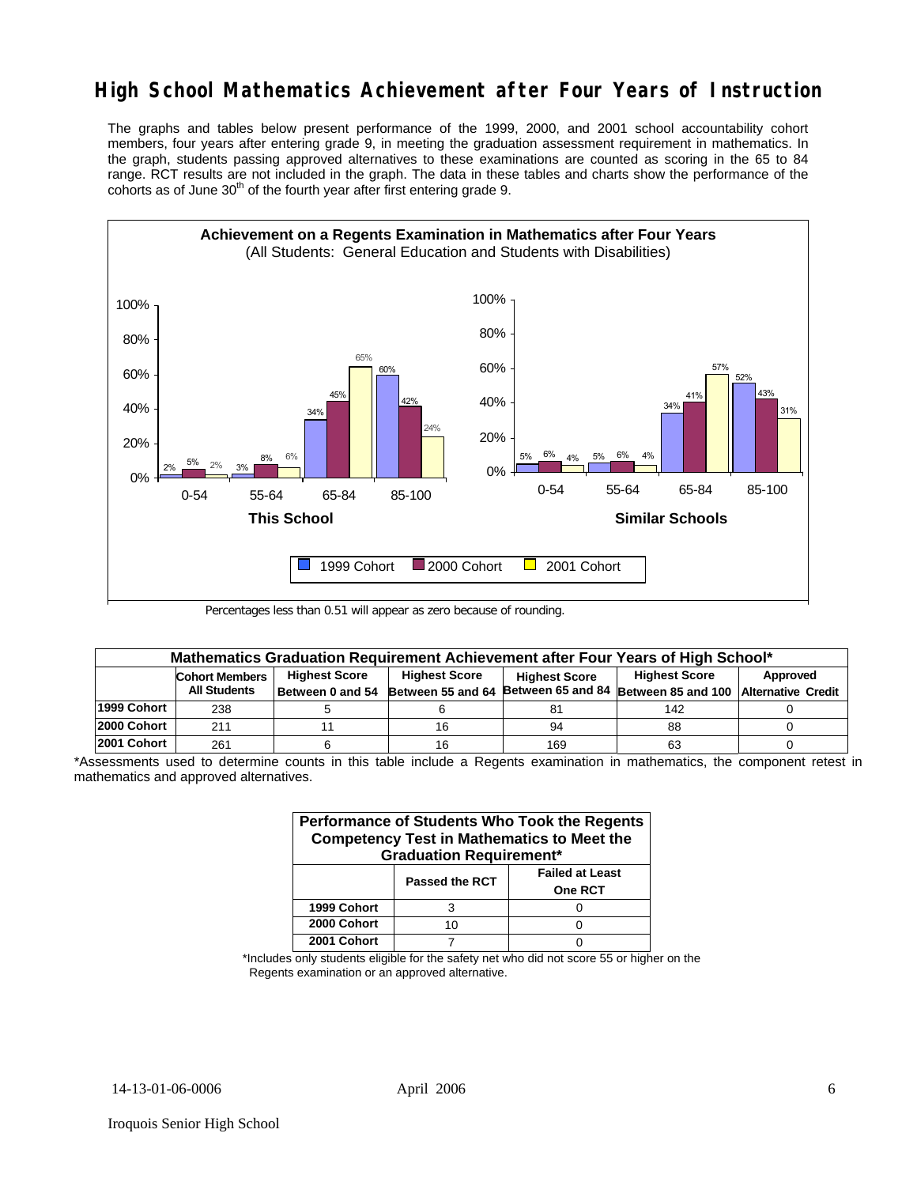# High School Mathematics Achievement after Four Years of Instruction

The graphs and tables below present performance of the 1999, 2000, and 2001 school accountability cohort members, four years after entering grade 9, in meeting the graduation assessment requirement in mathematics. In the graph, students passing approved alternatives to these examinations are counted as scoring in the 65 to 84 range. RCT results are not included in the graph. The data in these tables and charts show the performance of the cohorts as of June 30th of the fourth year after first entering grade 9.

**Achievement on a Regents Examination in Mathematics after Four Years**
(All Students: General Education and Students with Disabilities)

**This School**

| Score Range | 1999 Cohort | 2000 Cohort | 2001 Cohort |
|---|---|---|---|
| 0-54 | 2% | 5% | 2% |
| 55-64 | 3% | 8% | 6% |
| 65-84 | 34% | 45% | 65% |
| 85-100 | 60% | 42% | 24% |

**Similar Schools**

| Score Range | 1999 Cohort | 2000 Cohort | 2001 Cohort |
|---|---|---|---|
| 0-54 | 5% | 6% | 4% |
| 55-64 | 5% | 6% | 4% |
| 65-84 | 34% | 41% | 57% |
| 85-100 | 52% | 43% | 31% |

Percentages less than 0.51 will appear as zero because of rounding.

**Mathematics Graduation Requirement Achievement after Four Years of High School***

| | Cohort Members All Students | Highest Score Between 0 and 54 | Highest Score Between 55 and 64 | Highest Score Between 65 and 84 | Highest Score Between 85 and 100 | Approved Alternative Credit |
|---|---|---|---|---|---|---|
| 1999 Cohort | 238 | 5 | 6 | 81 | 142 | 0 |
| 2000 Cohort | 211 | 11 | 16 | 94 | 88 | 0 |
| 2001 Cohort | 261 | 6 | 16 | 169 | 63 | 0 |

*Assessments used to determine counts in this table include a Regents examination in mathematics, the component retest in mathematics and approved alternatives.

**Performance of Students Who Took the Regents Competency Test in Mathematics to Meet the Graduation Requirement***

| | Passed the RCT | Failed at Least One RCT |
|---|---|---|
| 1999 Cohort | 3 | 0 |
| 2000 Cohort | 10 | 0 |
| 2001 Cohort | 7 | 0 |

*Includes only students eligible for the safety net who did not score 55 or higher on the Regents examination or an approved alternative.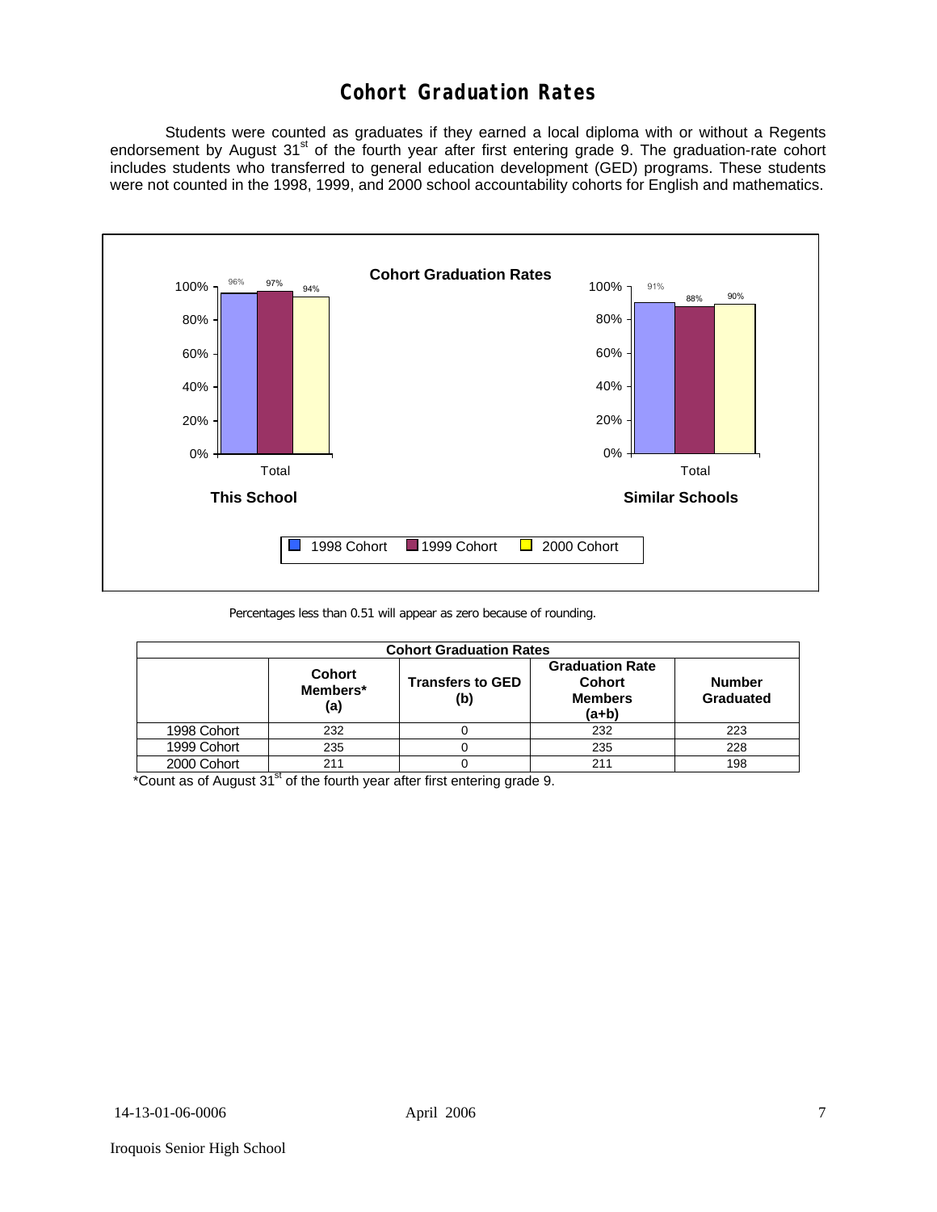## Cohort Graduation Rates

Students were counted as graduates if they earned a local diploma with or without a Regents endorsement by August 31st of the fourth year after first entering grade 9. The graduation-rate cohort includes students who transferred to general education development (GED) programs. These students were not counted in the 1998, 1999, and 2000 school accountability cohorts for English and mathematics.

**Cohort Graduation Rates**

| | 1998 Cohort | 1999 Cohort | 2000 Cohort |
|---|---|---|---|
| This School (Total) | 96% | 97% | 94% |
| Similar Schools (Total) | 91% | 88% | 90% |

Percentages less than 0.51 will appear as zero because of rounding.

| Cohort Graduation Rates | | | | |
|---|---|---|---|---|
| | **Cohort Members\* (a)** | **Transfers to GED (b)** | **Graduation Rate Cohort Members (a+b)** | **Number Graduated** |
| 1998 Cohort | 232 | 0 | 232 | 223 |
| 1999 Cohort | 235 | 0 | 235 | 228 |
| 2000 Cohort | 211 | 0 | 211 | 198 |

*Count as of August 31st of the fourth year after first entering grade 9.

14-13-01-06-0006 April 2006

Iroquois Senior High School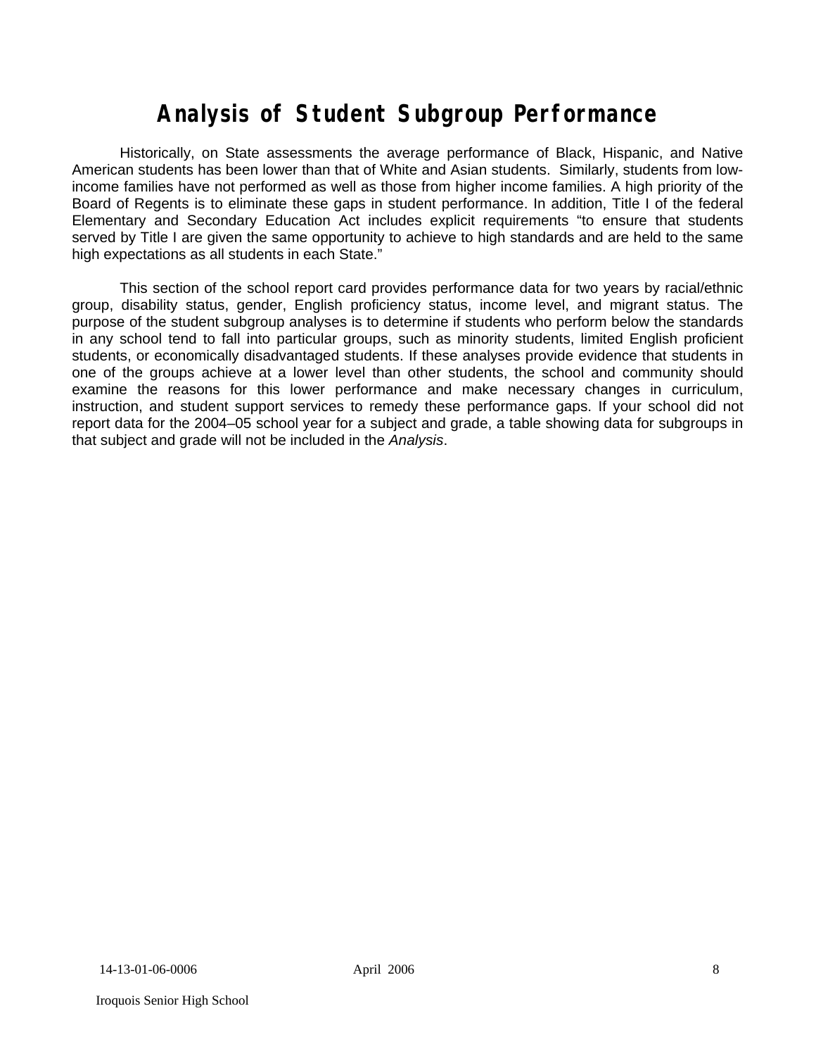# Analysis of Student Subgroup Performance

Historically, on State assessments the average performance of Black, Hispanic, and Native American students has been lower than that of White and Asian students. Similarly, students from low-income families have not performed as well as those from higher income families. A high priority of the Board of Regents is to eliminate these gaps in student performance. In addition, Title I of the federal Elementary and Secondary Education Act includes explicit requirements "to ensure that students served by Title I are given the same opportunity to achieve to high standards and are held to the same high expectations as all students in each State."

This section of the school report card provides performance data for two years by racial/ethnic group, disability status, gender, English proficiency status, income level, and migrant status. The purpose of the student subgroup analyses is to determine if students who perform below the standards in any school tend to fall into particular groups, such as minority students, limited English proficient students, or economically disadvantaged students. If these analyses provide evidence that students in one of the groups achieve at a lower level than other students, the school and community should examine the reasons for this lower performance and make necessary changes in curriculum, instruction, and student support services to remedy these performance gaps. If your school did not report data for the 2004–05 school year for a subject and grade, a table showing data for subgroups in that subject and grade will not be included in the *Analysis*.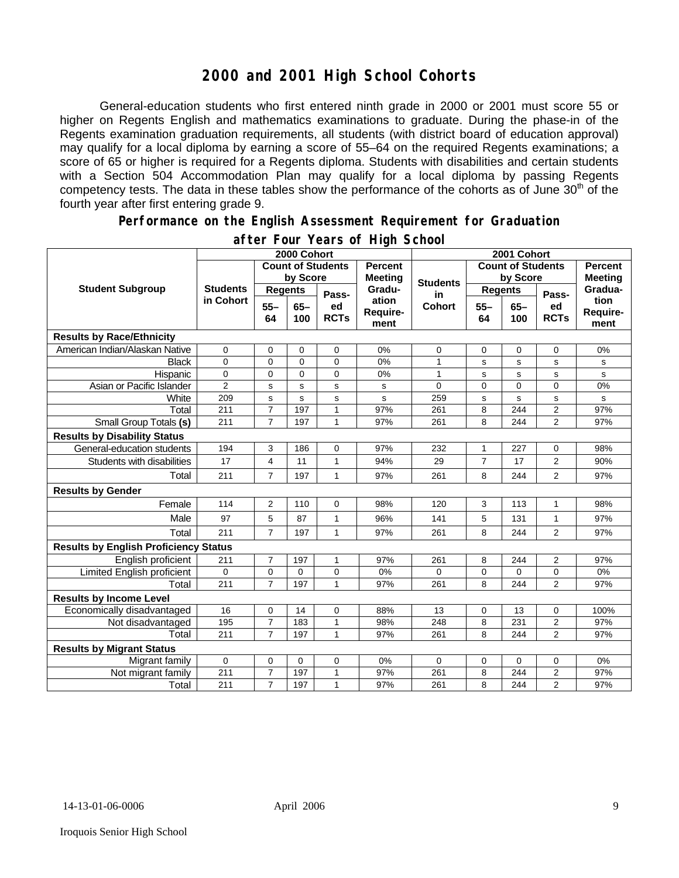# 2000 and 2001 High School Cohorts

General-education students who first entered ninth grade in 2000 or 2001 must score 55 or higher on Regents English and mathematics examinations to graduate. During the phase-in of the Regents examination graduation requirements, all students (with district board of education approval) may qualify for a local diploma by earning a score of 55–64 on the required Regents examinations; a score of 65 or higher is required for a Regents diploma. Students with disabilities and certain students with a Section 504 Accommodation Plan may qualify for a local diploma by passing Regents competency tests. The data in these tables show the performance of the cohorts as of June 30th of the fourth year after first entering grade 9.

## Performance on the English Assessment Requirement for Graduation after Four Years of High School

| Student Subgroup | 2000 Cohort | | | | | 2001 Cohort | | | | |
|---|---|---|---|---|---|---|---|---|---|---|
| | Students in Cohort | Count of Students by Score | | | Percent Meeting Graduation Requirement | Students in Cohort | Count of Students by Score | | | Percent Meeting Graduation Requirement |
| | | Regents 55–64 | Regents 65–100 | Passed RCTs | | | Regents 55–64 | Regents 65–100 | Passed RCTs | |
| **Results by Race/Ethnicity** | | | | | | | | | | |
| American Indian/Alaskan Native | 0 | 0 | 0 | 0 | 0% | 0 | 0 | 0 | 0 | 0% |
| Black | 0 | 0 | 0 | 0 | 0% | 1 | s | s | s | s |
| Hispanic | 0 | 0 | 0 | 0 | 0% | 1 | s | s | s | s |
| Asian or Pacific Islander | 2 | s | s | s | s | 0 | 0 | 0 | 0 | 0% |
| White | 209 | s | s | s | s | 259 | s | s | s | s |
| Total | 211 | 7 | 197 | 1 | 97% | 261 | 8 | 244 | 2 | 97% |
| Small Group Totals **(s)** | 211 | 7 | 197 | 1 | 97% | 261 | 8 | 244 | 2 | 97% |
| **Results by Disability Status** | | | | | | | | | | |
| General-education students | 194 | 3 | 186 | 0 | 97% | 232 | 1 | 227 | 0 | 98% |
| Students with disabilities | 17 | 4 | 11 | 1 | 94% | 29 | 7 | 17 | 2 | 90% |
| Total | 211 | 7 | 197 | 1 | 97% | 261 | 8 | 244 | 2 | 97% |
| **Results by Gender** | | | | | | | | | | |
| Female | 114 | 2 | 110 | 0 | 98% | 120 | 3 | 113 | 1 | 98% |
| Male | 97 | 5 | 87 | 1 | 96% | 141 | 5 | 131 | 1 | 97% |
| Total | 211 | 7 | 197 | 1 | 97% | 261 | 8 | 244 | 2 | 97% |
| **Results by English Proficiency Status** | | | | | | | | | | |
| English proficient | 211 | 7 | 197 | 1 | 97% | 261 | 8 | 244 | 2 | 97% |
| Limited English proficient | 0 | 0 | 0 | 0 | 0% | 0 | 0 | 0 | 0 | 0% |
| Total | 211 | 7 | 197 | 1 | 97% | 261 | 8 | 244 | 2 | 97% |
| **Results by Income Level** | | | | | | | | | | |
| Economically disadvantaged | 16 | 0 | 14 | 0 | 88% | 13 | 0 | 13 | 0 | 100% |
| Not disadvantaged | 195 | 7 | 183 | 1 | 98% | 248 | 8 | 231 | 2 | 97% |
| Total | 211 | 7 | 197 | 1 | 97% | 261 | 8 | 244 | 2 | 97% |
| **Results by Migrant Status** | | | | | | | | | | |
| Migrant family | 0 | 0 | 0 | 0 | 0% | 0 | 0 | 0 | 0 | 0% |
| Not migrant family | 211 | 7 | 197 | 1 | 97% | 261 | 8 | 244 | 2 | 97% |
| Total | 211 | 7 | 197 | 1 | 97% | 261 | 8 | 244 | 2 | 97% |

14-13-01-06-0006 April 2006

Iroquois Senior High School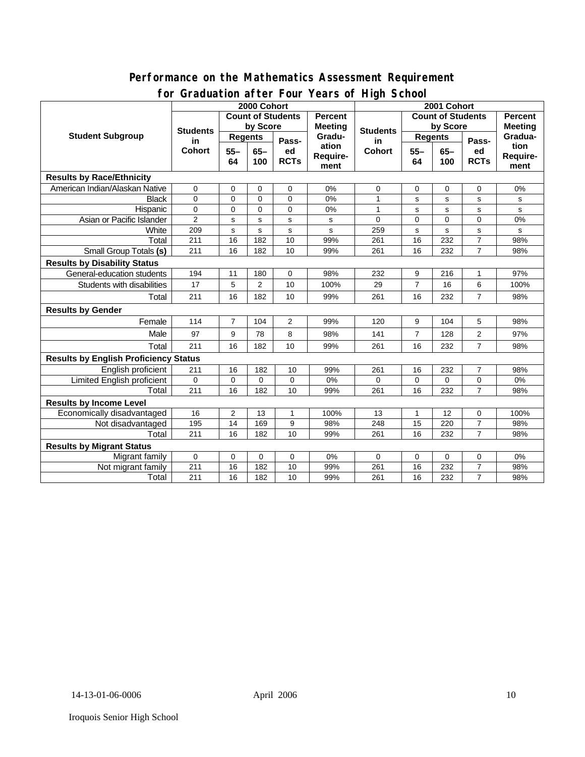## Performance on the Mathematics Assessment Requirement for Graduation after Four Years of High School

| Student Subgroup | 2000 Cohort | | | | | 2001 Cohort | | | | |
|---|---|---|---|---|---|---|---|---|---|---|
| | Students in Cohort | Count of Students by Score | | | Percent Meeting Graduation Requirement | Students in Cohort | Count of Students by Score | | | Percent Meeting Graduation Requirement |
| | | Regents 55–64 | Regents 65–100 | Passed RCTs | | | Regents 55–64 | Regents 65–100 | Passed RCTs | |
| **Results by Race/Ethnicity** | | | | | | | | | | |
| American Indian/Alaskan Native | 0 | 0 | 0 | 0 | 0% | 0 | 0 | 0 | 0 | 0% |
| Black | 0 | 0 | 0 | 0 | 0% | 1 | s | s | s | s |
| Hispanic | 0 | 0 | 0 | 0 | 0% | 1 | s | s | s | s |
| Asian or Pacific Islander | 2 | s | s | s | s | 0 | 0 | 0 | 0 | 0% |
| White | 209 | s | s | s | s | 259 | s | s | s | s |
| Total | 211 | 16 | 182 | 10 | 99% | 261 | 16 | 232 | 7 | 98% |
| Small Group Totals **(s)** | 211 | 16 | 182 | 10 | 99% | 261 | 16 | 232 | 7 | 98% |
| **Results by Disability Status** | | | | | | | | | | |
| General-education students | 194 | 11 | 180 | 0 | 98% | 232 | 9 | 216 | 1 | 97% |
| Students with disabilities | 17 | 5 | 2 | 10 | 100% | 29 | 7 | 16 | 6 | 100% |
| Total | 211 | 16 | 182 | 10 | 99% | 261 | 16 | 232 | 7 | 98% |
| **Results by Gender** | | | | | | | | | | |
| Female | 114 | 7 | 104 | 2 | 99% | 120 | 9 | 104 | 5 | 98% |
| Male | 97 | 9 | 78 | 8 | 98% | 141 | 7 | 128 | 2 | 97% |
| Total | 211 | 16 | 182 | 10 | 99% | 261 | 16 | 232 | 7 | 98% |
| **Results by English Proficiency Status** | | | | | | | | | | |
| English proficient | 211 | 16 | 182 | 10 | 99% | 261 | 16 | 232 | 7 | 98% |
| Limited English proficient | 0 | 0 | 0 | 0 | 0% | 0 | 0 | 0 | 0 | 0% |
| Total | 211 | 16 | 182 | 10 | 99% | 261 | 16 | 232 | 7 | 98% |
| **Results by Income Level** | | | | | | | | | | |
| Economically disadvantaged | 16 | 2 | 13 | 1 | 100% | 13 | 1 | 12 | 0 | 100% |
| Not disadvantaged | 195 | 14 | 169 | 9 | 98% | 248 | 15 | 220 | 7 | 98% |
| Total | 211 | 16 | 182 | 10 | 99% | 261 | 16 | 232 | 7 | 98% |
| **Results by Migrant Status** | | | | | | | | | | |
| Migrant family | 0 | 0 | 0 | 0 | 0% | 0 | 0 | 0 | 0 | 0% |
| Not migrant family | 211 | 16 | 182 | 10 | 99% | 261 | 16 | 232 | 7 | 98% |
| Total | 211 | 16 | 182 | 10 | 99% | 261 | 16 | 232 | 7 | 98% |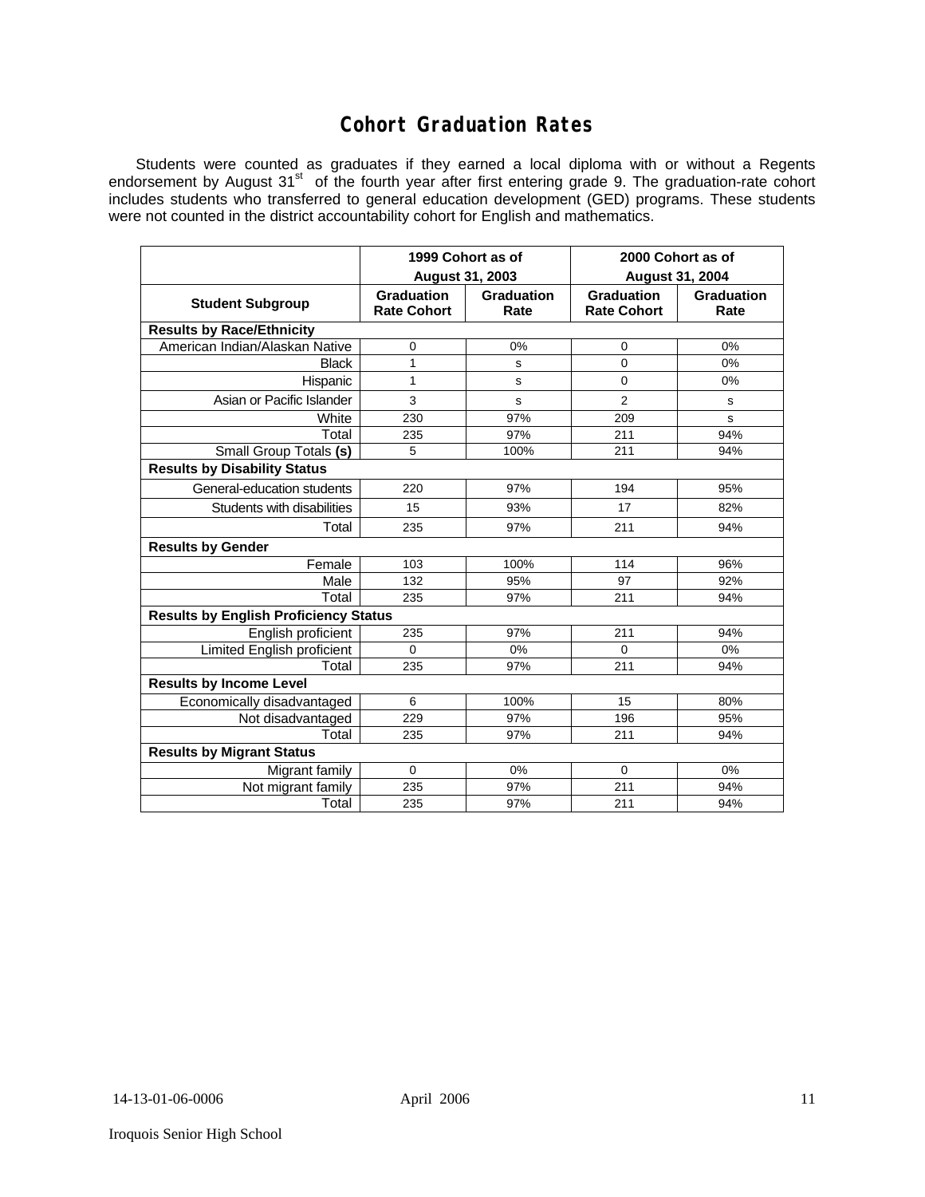# Cohort Graduation Rates

Students were counted as graduates if they earned a local diploma with or without a Regents endorsement by August 31st of the fourth year after first entering grade 9. The graduation-rate cohort includes students who transferred to general education development (GED) programs. These students were not counted in the district accountability cohort for English and mathematics.

| | 1999 Cohort as of August 31, 2003 | | 2000 Cohort as of August 31, 2004 | |
|---|---|---|---|---|
| **Student Subgroup** | **Graduation Rate Cohort** | **Graduation Rate** | **Graduation Rate Cohort** | **Graduation Rate** |
| **Results by Race/Ethnicity** | | | | |
| American Indian/Alaskan Native | 0 | 0% | 0 | 0% |
| Black | 1 | s | 0 | 0% |
| Hispanic | 1 | s | 0 | 0% |
| Asian or Pacific Islander | 3 | s | 2 | s |
| White | 230 | 97% | 209 | s |
| Total | 235 | 97% | 211 | 94% |
| Small Group Totals **(s)** | 5 | 100% | 211 | 94% |
| **Results by Disability Status** | | | | |
| General-education students | 220 | 97% | 194 | 95% |
| Students with disabilities | 15 | 93% | 17 | 82% |
| Total | 235 | 97% | 211 | 94% |
| **Results by Gender** | | | | |
| Female | 103 | 100% | 114 | 96% |
| Male | 132 | 95% | 97 | 92% |
| Total | 235 | 97% | 211 | 94% |
| **Results by English Proficiency Status** | | | | |
| English proficient | 235 | 97% | 211 | 94% |
| Limited English proficient | 0 | 0% | 0 | 0% |
| Total | 235 | 97% | 211 | 94% |
| **Results by Income Level** | | | | |
| Economically disadvantaged | 6 | 100% | 15 | 80% |
| Not disadvantaged | 229 | 97% | 196 | 95% |
| Total | 235 | 97% | 211 | 94% |
| **Results by Migrant Status** | | | | |
| Migrant family | 0 | 0% | 0 | 0% |
| Not migrant family | 235 | 97% | 211 | 94% |
| Total | 235 | 97% | 211 | 94% |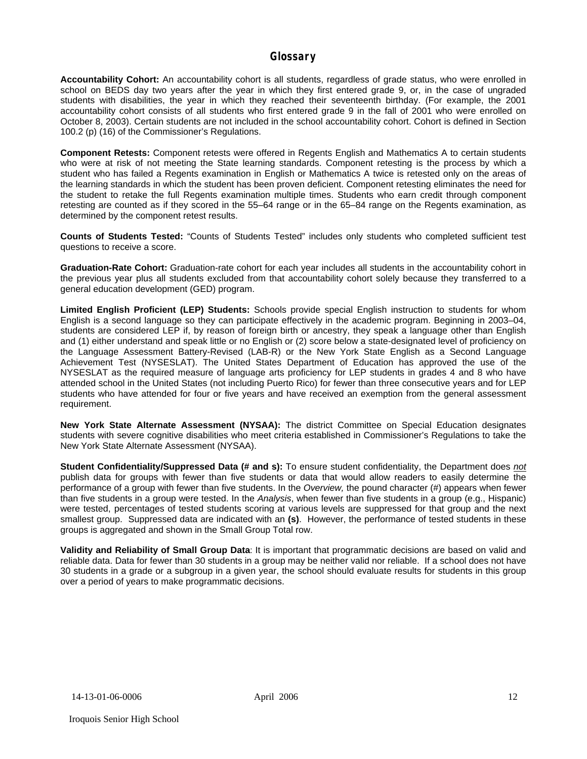# Glossary

**Accountability Cohort:** An accountability cohort is all students, regardless of grade status, who were enrolled in school on BEDS day two years after the year in which they first entered grade 9, or, in the case of ungraded students with disabilities, the year in which they reached their seventeenth birthday. (For example, the 2001 accountability cohort consists of all students who first entered grade 9 in the fall of 2001 who were enrolled on October 8, 2003). Certain students are not included in the school accountability cohort. Cohort is defined in Section 100.2 (p) (16) of the Commissioner's Regulations.

**Component Retests:** Component retests were offered in Regents English and Mathematics A to certain students who were at risk of not meeting the State learning standards. Component retesting is the process by which a student who has failed a Regents examination in English or Mathematics A twice is retested only on the areas of the learning standards in which the student has been proven deficient. Component retesting eliminates the need for the student to retake the full Regents examination multiple times. Students who earn credit through component retesting are counted as if they scored in the 55–64 range or in the 65–84 range on the Regents examination, as determined by the component retest results.

**Counts of Students Tested:** "Counts of Students Tested" includes only students who completed sufficient test questions to receive a score.

**Graduation-Rate Cohort:** Graduation-rate cohort for each year includes all students in the accountability cohort in the previous year plus all students excluded from that accountability cohort solely because they transferred to a general education development (GED) program.

**Limited English Proficient (LEP) Students:** Schools provide special English instruction to students for whom English is a second language so they can participate effectively in the academic program. Beginning in 2003–04, students are considered LEP if, by reason of foreign birth or ancestry, they speak a language other than English and (1) either understand and speak little or no English or (2) score below a state-designated level of proficiency on the Language Assessment Battery-Revised (LAB-R) or the New York State English as a Second Language Achievement Test (NYSESLAT). The United States Department of Education has approved the use of the NYSESLAT as the required measure of language arts proficiency for LEP students in grades 4 and 8 who have attended school in the United States (not including Puerto Rico) for fewer than three consecutive years and for LEP students who have attended for four or five years and have received an exemption from the general assessment requirement.

**New York State Alternate Assessment (NYSAA):** The district Committee on Special Education designates students with severe cognitive disabilities who meet criteria established in Commissioner's Regulations to take the New York State Alternate Assessment (NYSAA).

**Student Confidentiality/Suppressed Data (# and s):** To ensure student confidentiality, the Department does *not* publish data for groups with fewer than five students or data that would allow readers to easily determine the performance of a group with fewer than five students. In the *Overview,* the pound character (#) appears when fewer than five students in a group were tested. In the *Analysis*, when fewer than five students in a group (e.g., Hispanic) were tested, percentages of tested students scoring at various levels are suppressed for that group and the next smallest group. Suppressed data are indicated with an **(s)**. However, the performance of tested students in these groups is aggregated and shown in the Small Group Total row.

**Validity and Reliability of Small Group Data**: It is important that programmatic decisions are based on valid and reliable data. Data for fewer than 30 students in a group may be neither valid nor reliable. If a school does not have 30 students in a grade or a subgroup in a given year, the school should evaluate results for students in this group over a period of years to make programmatic decisions.

14-13-01-06-0006 April 2006

Iroquois Senior High School